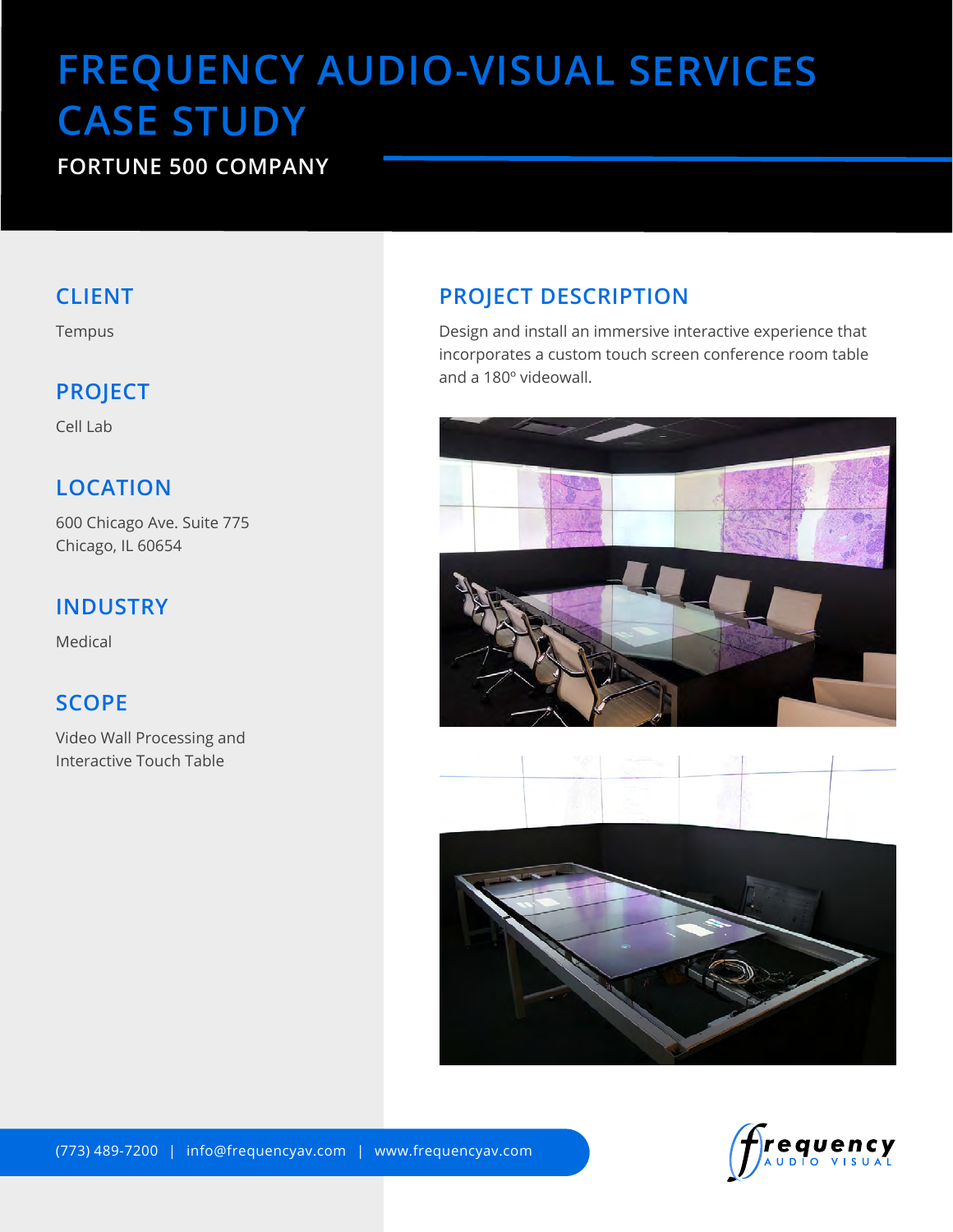# FREQUENCY AUDIO-VISUAL SERVICES CASE STUDY

**FORTUNE 500 COMPANY**

## CLIENT

Tempus

## PROJECT

Cell Lab

## LOCATION

600 Chicago Ave. Suite 775
Chicago, IL 60654

## INDUSTRY

Medical

## SCOPE

Video Wall Processing and Interactive Touch Table

## PROJECT DESCRIPTION

Design and install an immersive interactive experience that incorporates a custom touch screen conference room table and a 180º videowall.

(773) 489-7200 | info@frequencyav.com | www.frequencyav.com

frequency AUDIO VISUAL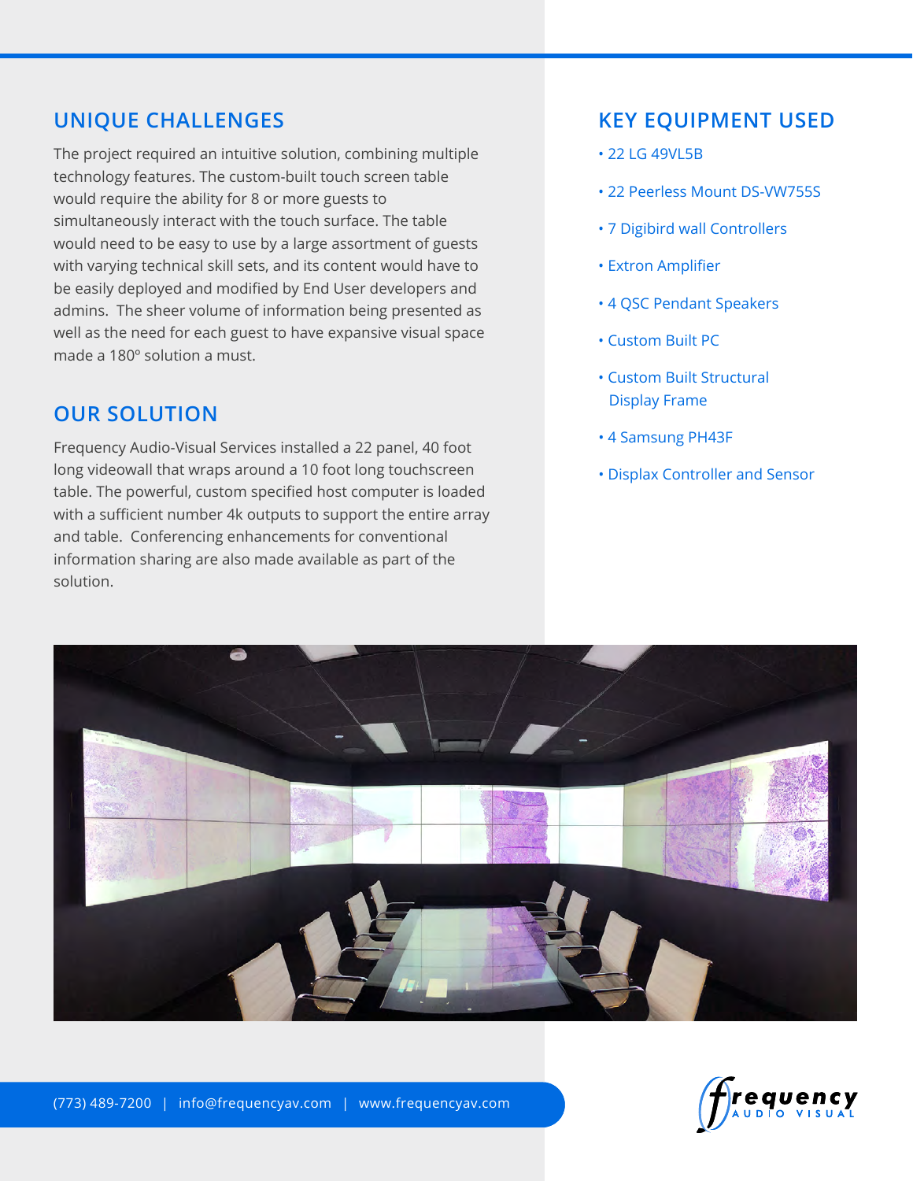## UNIQUE CHALLENGES

The project required an intuitive solution, combining multiple technology features. The custom-built touch screen table would require the ability for 8 or more guests to simultaneously interact with the touch surface. The table would need to be easy to use by a large assortment of guests with varying technical skill sets, and its content would have to be easily deployed and modified by End User developers and admins. The sheer volume of information being presented as well as the need for each guest to have expansive visual space made a 180º solution a must.

## OUR SOLUTION

Frequency Audio-Visual Services installed a 22 panel, 40 foot long videowall that wraps around a 10 foot long touchscreen table. The powerful, custom specified host computer is loaded with a sufficient number 4k outputs to support the entire array and table. Conferencing enhancements for conventional information sharing are also made available as part of the solution.

## KEY EQUIPMENT USED

- 22 LG 49VL5B
- 22 Peerless Mount DS-VW755S
- 7 Digibird wall Controllers
- Extron Amplifier
- 4 QSC Pendant Speakers
- Custom Built PC
- Custom Built Structural Display Frame
- 4 Samsung PH43F
- Displax Controller and Sensor

(773) 489-7200 | info@frequencyav.com | www.frequencyav.com